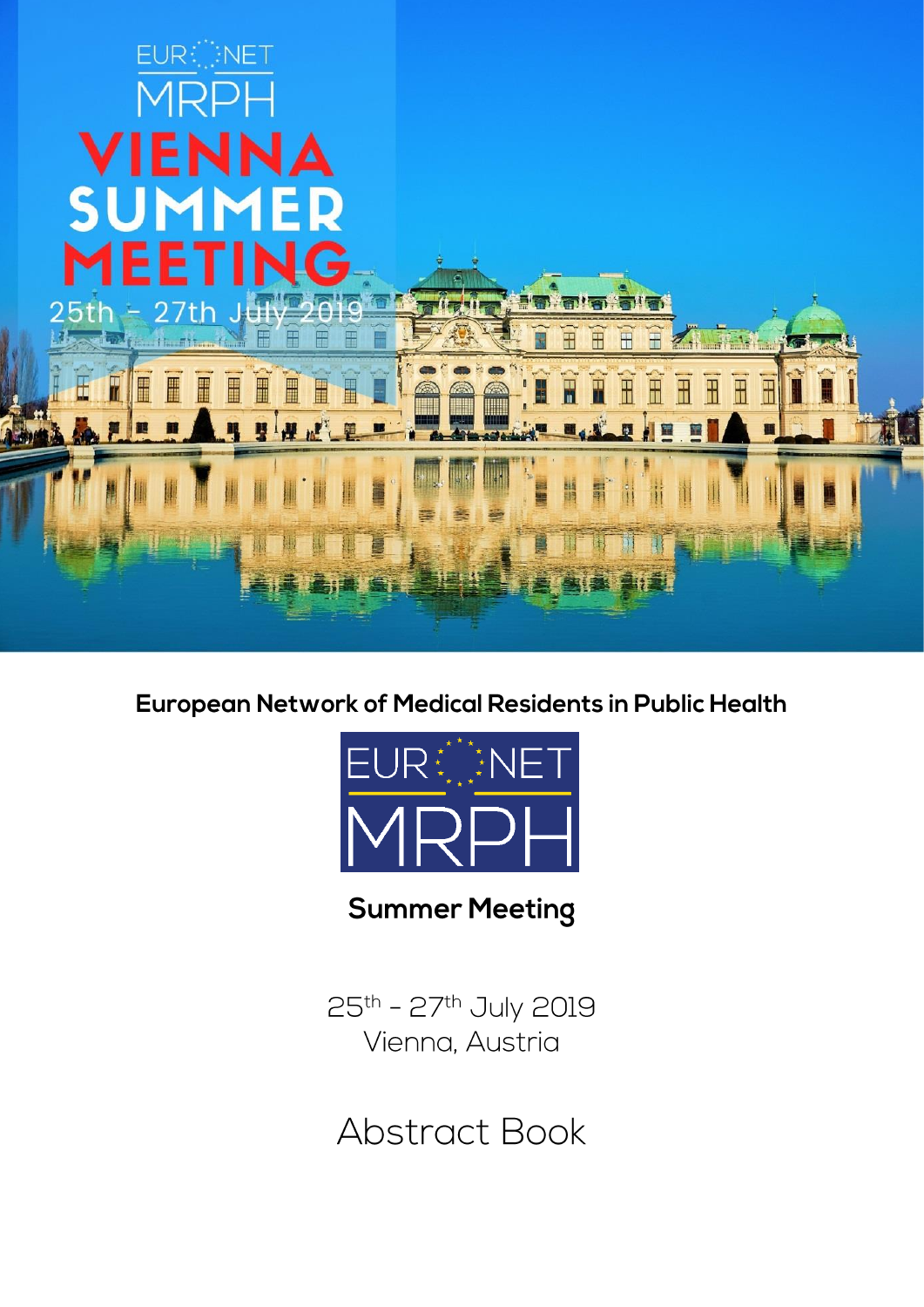EURONET MRPH

# VIENNA SUMMER MEETING

25th - 27th July 2019

**European Network of Medical Residents in Public Health**

EURONET MRPH

## Summer Meeting

25th - 27th July 2019
Vienna, Austria

# Abstract Book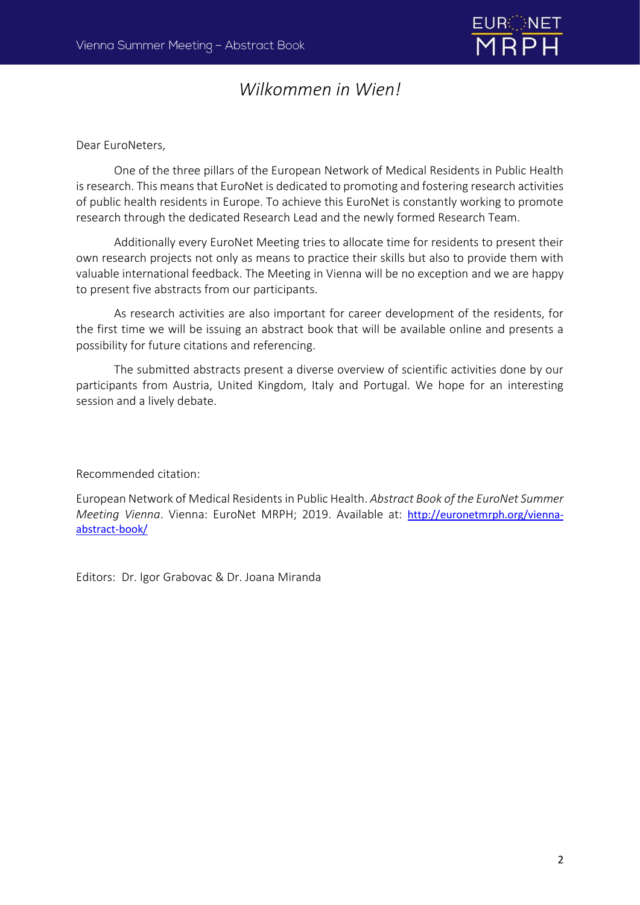# *Wilkommen in Wien!*

Dear EuroNeters,

One of the three pillars of the European Network of Medical Residents in Public Health is research. This means that EuroNet is dedicated to promoting and fostering research activities of public health residents in Europe. To achieve this EuroNet is constantly working to promote research through the dedicated Research Lead and the newly formed Research Team.

Additionally every EuroNet Meeting tries to allocate time for residents to present their own research projects not only as means to practice their skills but also to provide them with valuable international feedback. The Meeting in Vienna will be no exception and we are happy to present five abstracts from our participants.

As research activities are also important for career development of the residents, for the first time we will be issuing an abstract book that will be available online and presents a possibility for future citations and referencing.

The submitted abstracts present a diverse overview of scientific activities done by our participants from Austria, United Kingdom, Italy and Portugal. We hope for an interesting session and a lively debate.

Recommended citation:

European Network of Medical Residents in Public Health. *Abstract Book of the EuroNet Summer Meeting Vienna*. Vienna: EuroNet MRPH; 2019. Available at: [http://euronetmrph.org/vienna-abstract-book/](http://euronetmrph.org/vienna-abstract-book/)

Editors: Dr. Igor Grabovac & Dr. Joana Miranda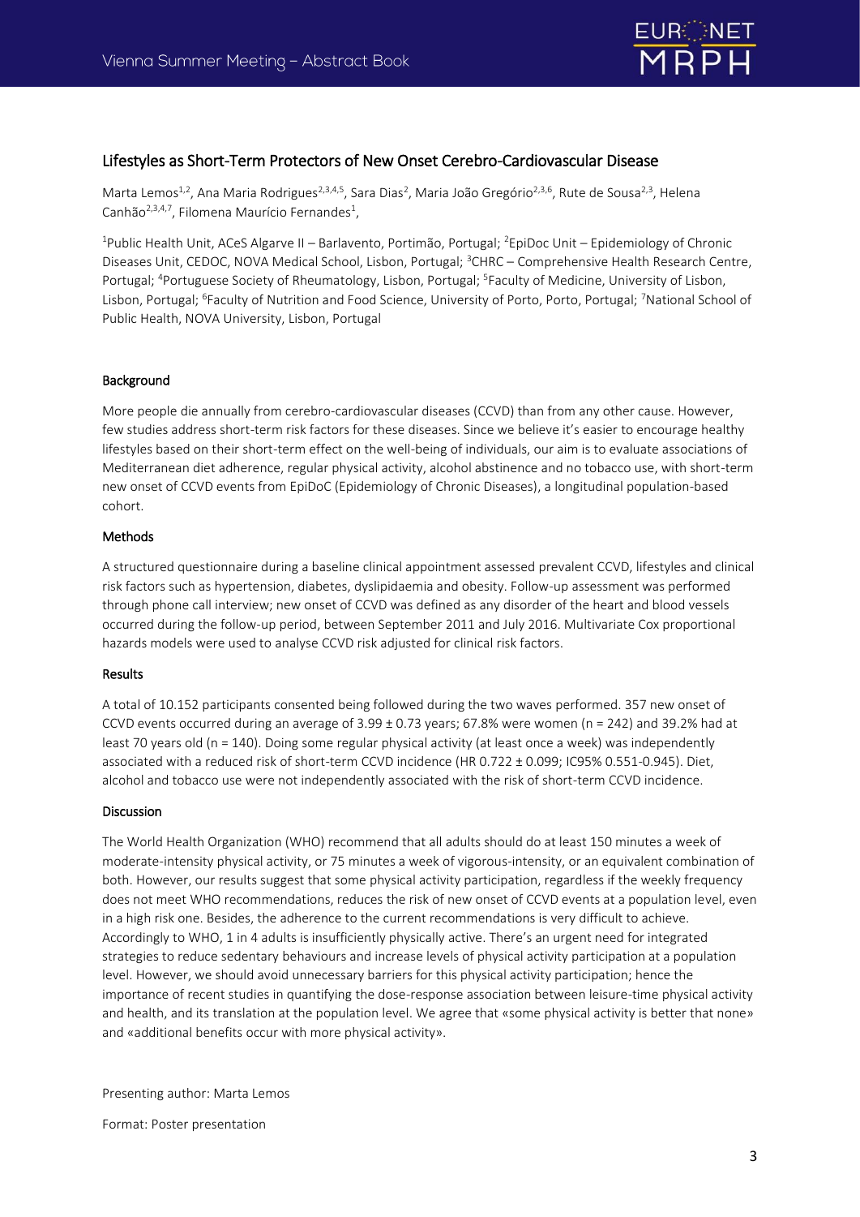## Lifestyles as Short-Term Protectors of New Onset Cerebro-Cardiovascular Disease

Marta Lemos[1,2], Ana Maria Rodrigues[2,3,4,5], Sara Dias[2], Maria João Gregório[2,3,6], Rute de Sousa[2,3], Helena Canhão[2,3,4,7], Filomena Maurício Fernandes[1],

[1]Public Health Unit, ACeS Algarve II – Barlavento, Portimão, Portugal; [2]EpiDoc Unit – Epidemiology of Chronic Diseases Unit, CEDOC, NOVA Medical School, Lisbon, Portugal; [3]CHRC – Comprehensive Health Research Centre, Portugal; [4]Portuguese Society of Rheumatology, Lisbon, Portugal; [5]Faculty of Medicine, University of Lisbon, Lisbon, Portugal; [6]Faculty of Nutrition and Food Science, University of Porto, Porto, Portugal; [7]National School of Public Health, NOVA University, Lisbon, Portugal

### Background

More people die annually from cerebro-cardiovascular diseases (CCVD) than from any other cause. However, few studies address short-term risk factors for these diseases. Since we believe it's easier to encourage healthy lifestyles based on their short-term effect on the well-being of individuals, our aim is to evaluate associations of Mediterranean diet adherence, regular physical activity, alcohol abstinence and no tobacco use, with short-term new onset of CCVD events from EpiDoC (Epidemiology of Chronic Diseases), a longitudinal population-based cohort.

### Methods

A structured questionnaire during a baseline clinical appointment assessed prevalent CCVD, lifestyles and clinical risk factors such as hypertension, diabetes, dyslipidaemia and obesity. Follow-up assessment was performed through phone call interview; new onset of CCVD was defined as any disorder of the heart and blood vessels occurred during the follow-up period, between September 2011 and July 2016. Multivariate Cox proportional hazards models were used to analyse CCVD risk adjusted for clinical risk factors.

### Results

A total of 10.152 participants consented being followed during the two waves performed. 357 new onset of CCVD events occurred during an average of 3.99 ± 0.73 years; 67.8% were women (n = 242) and 39.2% had at least 70 years old (n = 140). Doing some regular physical activity (at least once a week) was independently associated with a reduced risk of short-term CCVD incidence (HR 0.722 ± 0.099; IC95% 0.551-0.945). Diet, alcohol and tobacco use were not independently associated with the risk of short-term CCVD incidence.

### Discussion

The World Health Organization (WHO) recommend that all adults should do at least 150 minutes a week of moderate-intensity physical activity, or 75 minutes a week of vigorous-intensity, or an equivalent combination of both. However, our results suggest that some physical activity participation, regardless if the weekly frequency does not meet WHO recommendations, reduces the risk of new onset of CCVD events at a population level, even in a high risk one. Besides, the adherence to the current recommendations is very difficult to achieve. Accordingly to WHO, 1 in 4 adults is insufficiently physically active. There's an urgent need for integrated strategies to reduce sedentary behaviours and increase levels of physical activity participation at a population level. However, we should avoid unnecessary barriers for this physical activity participation; hence the importance of recent studies in quantifying the dose-response association between leisure-time physical activity and health, and its translation at the population level. We agree that «some physical activity is better that none» and «additional benefits occur with more physical activity».

Presenting author: Marta Lemos

Format: Poster presentation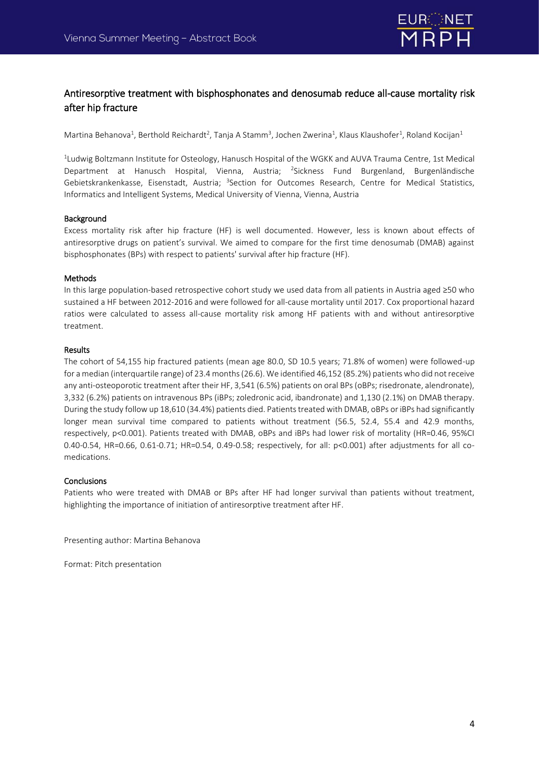## Antiresorptive treatment with bisphosphonates and denosumab reduce all-cause mortality risk after hip fracture

Martina Behanova[1], Berthold Reichardt[2], Tanja A Stamm[3], Jochen Zwerina[1], Klaus Klaushofer[1], Roland Kocijan[1]

[1]Ludwig Boltzmann Institute for Osteology, Hanusch Hospital of the WGKK and AUVA Trauma Centre, 1st Medical Department at Hanusch Hospital, Vienna, Austria; [2]Sickness Fund Burgenland, Burgenländische Gebietskrankenkasse, Eisenstadt, Austria; [3]Section for Outcomes Research, Centre for Medical Statistics, Informatics and Intelligent Systems, Medical University of Vienna, Vienna, Austria

### Background

Excess mortality risk after hip fracture (HF) is well documented. However, less is known about effects of antiresorptive drugs on patient's survival. We aimed to compare for the first time denosumab (DMAB) against bisphosphonates (BPs) with respect to patients' survival after hip fracture (HF).

### Methods

In this large population-based retrospective cohort study we used data from all patients in Austria aged ≥50 who sustained a HF between 2012-2016 and were followed for all-cause mortality until 2017. Cox proportional hazard ratios were calculated to assess all-cause mortality risk among HF patients with and without antiresorptive treatment.

### Results

The cohort of 54,155 hip fractured patients (mean age 80.0, SD 10.5 years; 71.8% of women) were followed-up for a median (interquartile range) of 23.4 months (26.6). We identified 46,152 (85.2%) patients who did not receive any anti-osteoporotic treatment after their HF, 3,541 (6.5%) patients on oral BPs (oBPs; risedronate, alendronate), 3,332 (6.2%) patients on intravenous BPs (iBPs; zoledronic acid, ibandronate) and 1,130 (2.1%) on DMAB therapy. During the study follow up 18,610 (34.4%) patients died. Patients treated with DMAB, oBPs or iBPs had significantly longer mean survival time compared to patients without treatment (56.5, 52.4, 55.4 and 42.9 months, respectively, $p<0.001$). Patients treated with DMAB, oBPs and iBPs had lower risk of mortality (HR=0.46, 95%CI 0.40-0.54, HR=0.66, 0.61-0.71; HR=0.54, 0.49-0.58; respectively, for all: $p<0.001$) after adjustments for all co-medications.

### Conclusions

Patients who were treated with DMAB or BPs after HF had longer survival than patients without treatment, highlighting the importance of initiation of antiresorptive treatment after HF.

Presenting author: Martina Behanova

Format: Pitch presentation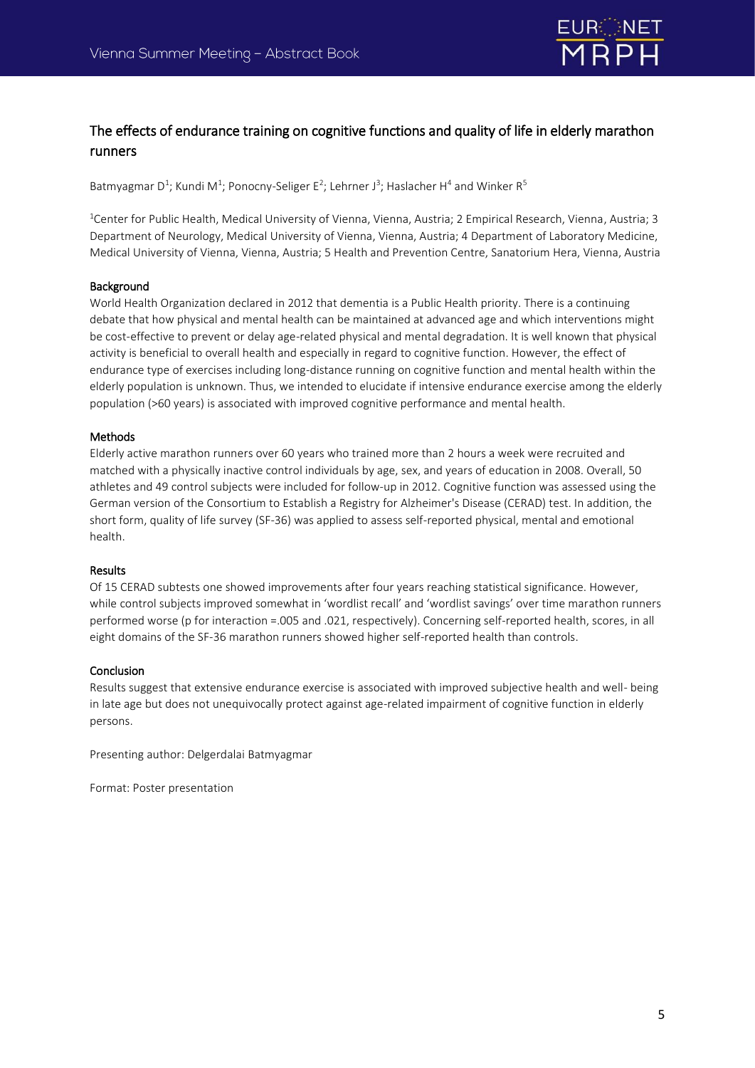## The effects of endurance training on cognitive functions and quality of life in elderly marathon runners

Batmyagmar D[1]; Kundi M[1]; Ponocny-Seliger E[2]; Lehrner J[3]; Haslacher H[4] and Winker R[5]

[1]Center for Public Health, Medical University of Vienna, Vienna, Austria; 2 Empirical Research, Vienna, Austria; 3 Department of Neurology, Medical University of Vienna, Vienna, Austria; 4 Department of Laboratory Medicine, Medical University of Vienna, Vienna, Austria; 5 Health and Prevention Centre, Sanatorium Hera, Vienna, Austria

### Background

World Health Organization declared in 2012 that dementia is a Public Health priority. There is a continuing debate that how physical and mental health can be maintained at advanced age and which interventions might be cost-effective to prevent or delay age-related physical and mental degradation. It is well known that physical activity is beneficial to overall health and especially in regard to cognitive function. However, the effect of endurance type of exercises including long-distance running on cognitive function and mental health within the elderly population is unknown. Thus, we intended to elucidate if intensive endurance exercise among the elderly population (>60 years) is associated with improved cognitive performance and mental health.

### Methods

Elderly active marathon runners over 60 years who trained more than 2 hours a week were recruited and matched with a physically inactive control individuals by age, sex, and years of education in 2008. Overall, 50 athletes and 49 control subjects were included for follow-up in 2012. Cognitive function was assessed using the German version of the Consortium to Establish a Registry for Alzheimer's Disease (CERAD) test. In addition, the short form, quality of life survey (SF-36) was applied to assess self-reported physical, mental and emotional health.

### Results

Of 15 CERAD subtests one showed improvements after four years reaching statistical significance. However, while control subjects improved somewhat in 'wordlist recall' and 'wordlist savings' over time marathon runners performed worse (p for interaction =.005 and .021, respectively). Concerning self-reported health, scores, in all eight domains of the SF-36 marathon runners showed higher self-reported health than controls.

### Conclusion

Results suggest that extensive endurance exercise is associated with improved subjective health and well- being in late age but does not unequivocally protect against age-related impairment of cognitive function in elderly persons.

Presenting author: Delgerdalai Batmyagmar

Format: Poster presentation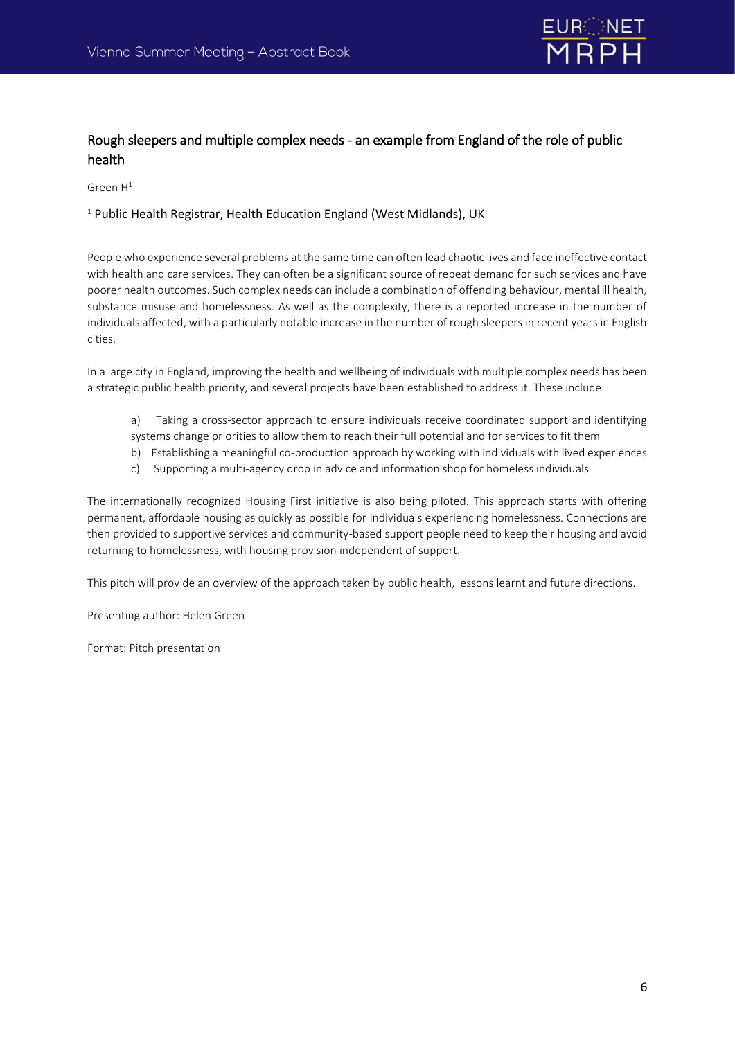## Rough sleepers and multiple complex needs - an example from England of the role of public health

Green H[1]

[1] Public Health Registrar, Health Education England (West Midlands), UK

People who experience several problems at the same time can often lead chaotic lives and face ineffective contact with health and care services. They can often be a significant source of repeat demand for such services and have poorer health outcomes. Such complex needs can include a combination of offending behaviour, mental ill health, substance misuse and homelessness. As well as the complexity, there is a reported increase in the number of individuals affected, with a particularly notable increase in the number of rough sleepers in recent years in English cities.

In a large city in England, improving the health and wellbeing of individuals with multiple complex needs has been a strategic public health priority, and several projects have been established to address it. These include:

a) Taking a cross-sector approach to ensure individuals receive coordinated support and identifying systems change priorities to allow them to reach their full potential and for services to fit them
b) Establishing a meaningful co-production approach by working with individuals with lived experiences
c) Supporting a multi-agency drop in advice and information shop for homeless individuals

The internationally recognized Housing First initiative is also being piloted. This approach starts with offering permanent, affordable housing as quickly as possible for individuals experiencing homelessness. Connections are then provided to supportive services and community-based support people need to keep their housing and avoid returning to homelessness, with housing provision independent of support.

This pitch will provide an overview of the approach taken by public health, lessons learnt and future directions.

Presenting author: Helen Green

Format: Pitch presentation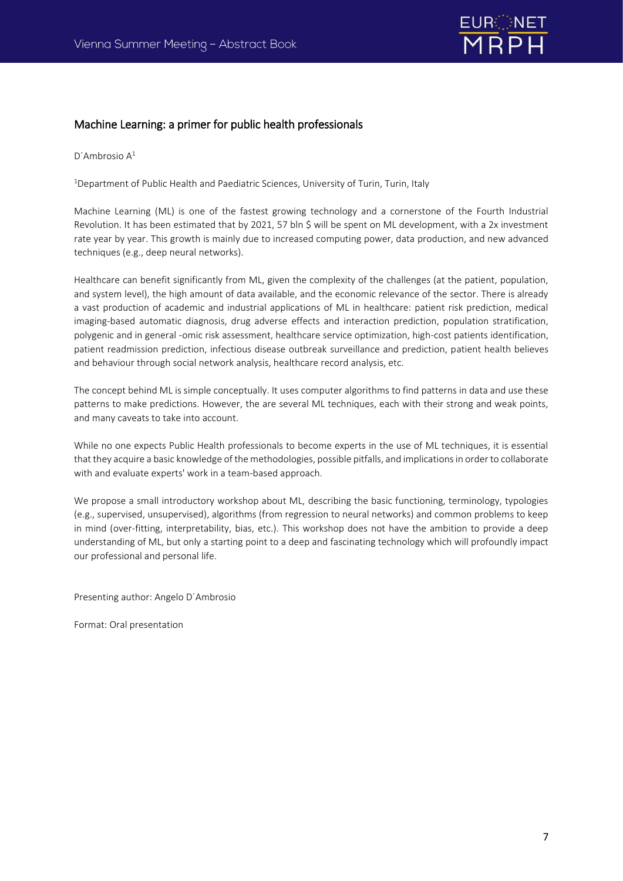## Machine Learning: a primer for public health professionals

D´Ambrosio A[1]

[1]Department of Public Health and Paediatric Sciences, University of Turin, Turin, Italy

Machine Learning (ML) is one of the fastest growing technology and a cornerstone of the Fourth Industrial Revolution. It has been estimated that by 2021, 57 bln $ will be spent on ML development, with a 2x investment rate year by year. This growth is mainly due to increased computing power, data production, and new advanced techniques (e.g., deep neural networks).

Healthcare can benefit significantly from ML, given the complexity of the challenges (at the patient, population, and system level), the high amount of data available, and the economic relevance of the sector. There is already a vast production of academic and industrial applications of ML in healthcare: patient risk prediction, medical imaging-based automatic diagnosis, drug adverse effects and interaction prediction, population stratification, polygenic and in general -omic risk assessment, healthcare service optimization, high-cost patients identification, patient readmission prediction, infectious disease outbreak surveillance and prediction, patient health believes and behaviour through social network analysis, healthcare record analysis, etc.

The concept behind ML is simple conceptually. It uses computer algorithms to find patterns in data and use these patterns to make predictions. However, the are several ML techniques, each with their strong and weak points, and many caveats to take into account.

While no one expects Public Health professionals to become experts in the use of ML techniques, it is essential that they acquire a basic knowledge of the methodologies, possible pitfalls, and implications in order to collaborate with and evaluate experts' work in a team-based approach.

We propose a small introductory workshop about ML, describing the basic functioning, terminology, typologies (e.g., supervised, unsupervised), algorithms (from regression to neural networks) and common problems to keep in mind (over-fitting, interpretability, bias, etc.). This workshop does not have the ambition to provide a deep understanding of ML, but only a starting point to a deep and fascinating technology which will profoundly impact our professional and personal life.

Presenting author: Angelo D´Ambrosio

Format: Oral presentation